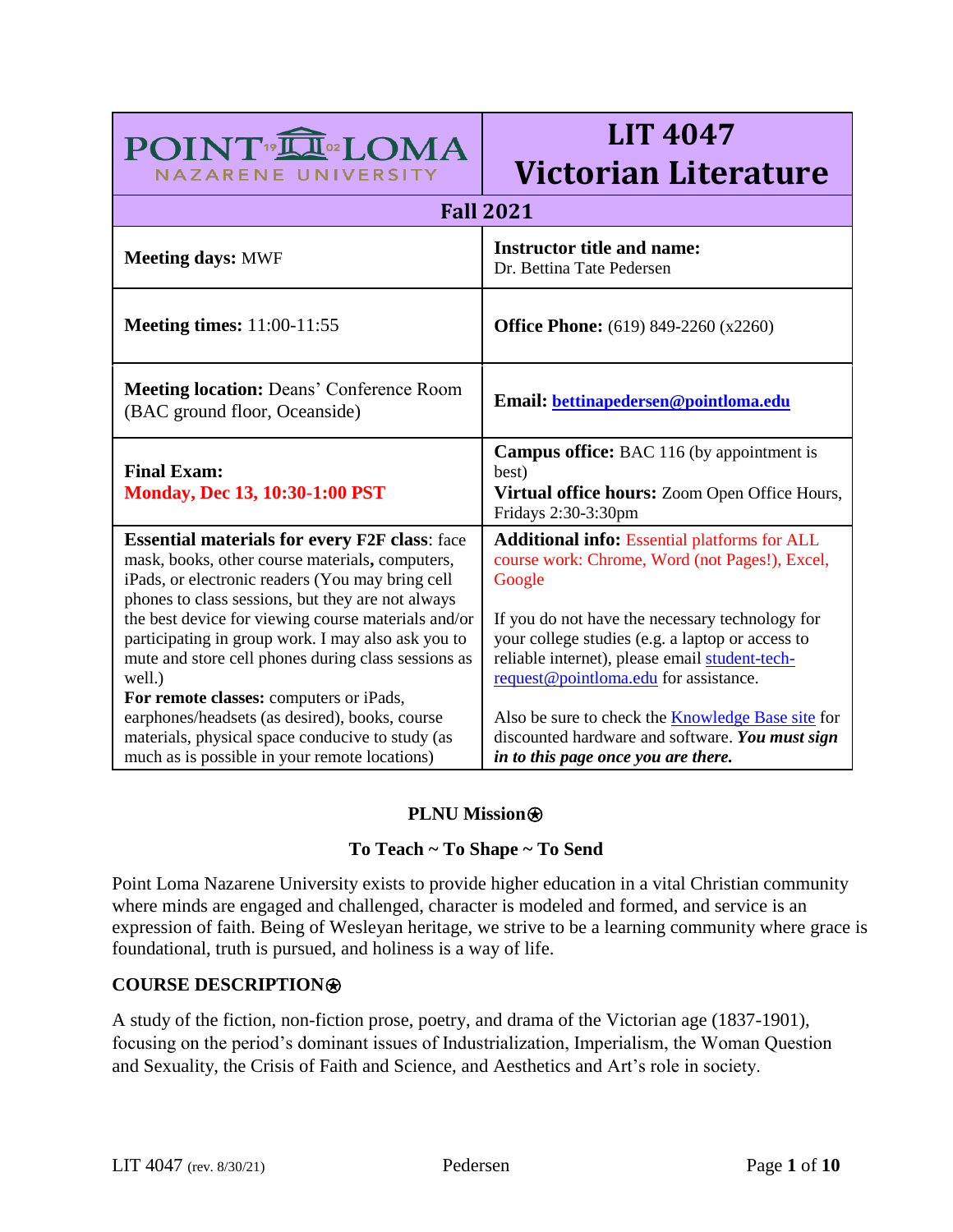| POINT LOMA NAZARENE UNIVERSITY | LIT 4047 Victorian Literature |
| --- | --- |
| **Fall 2021** | |
| **Meeting days:** MWF | **Instructor title and name:** Dr. Bettina Tate Pedersen |
| **Meeting times:** 11:00-11:55 | **Office Phone:** (619) 849-2260 (x2260) |
| **Meeting location:** Deans' Conference Room (BAC ground floor, Oceanside) | **Email:** **bettinapedersen@pointloma.edu** |
| **Final Exam:** **Monday, Dec 13, 10:30-1:00 PST** | **Campus office:** BAC 116 (by appointment is best) **Virtual office hours:** Zoom Open Office Hours, Fridays 2:30-3:30pm |
| **Essential materials for every F2F class**: face mask, books, other course materials**,** computers, iPads, or electronic readers (You may bring cell phones to class sessions, but they are not always the best device for viewing course materials and/or participating in group work. I may also ask you to mute and store cell phones during class sessions as well.) **For remote classes:** computers or iPads, earphones/headsets (as desired), books, course materials, physical space conducive to study (as much as is possible in your remote locations) | **Additional info:** Essential platforms for ALL course work: Chrome, Word (not Pages!), Excel, Google<br><br>If you do not have the necessary technology for your college studies (e.g. a laptop or access to reliable internet), please email student-tech-request@pointloma.edu for assistance.<br><br>Also be sure to check the Knowledge Base site for discounted hardware and software. ***You must sign in to this page once you are there.*** |

## PLNU Mission⍟

### To Teach ~ To Shape ~ To Send

Point Loma Nazarene University exists to provide higher education in a vital Christian community where minds are engaged and challenged, character is modeled and formed, and service is an expression of faith. Being of Wesleyan heritage, we strive to be a learning community where grace is foundational, truth is pursued, and holiness is a way of life.

## COURSE DESCRIPTION⍟

A study of the fiction, non-fiction prose, poetry, and drama of the Victorian age (1837-1901), focusing on the period's dominant issues of Industrialization, Imperialism, the Woman Question and Sexuality, the Crisis of Faith and Science, and Aesthetics and Art's role in society.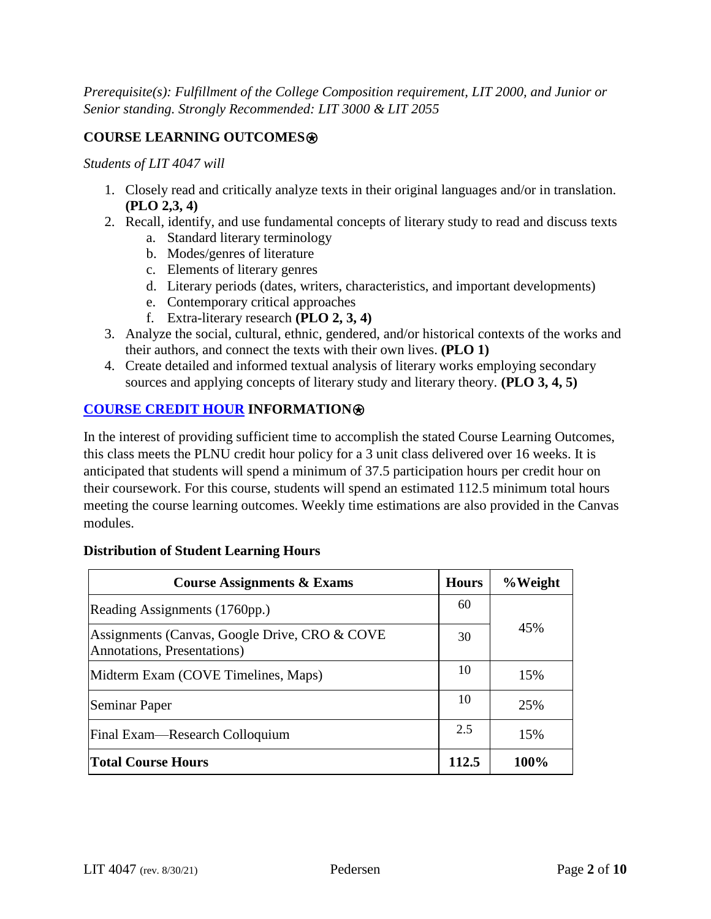*Prerequisite(s): Fulfillment of the College Composition requirement, LIT 2000, and Junior or Senior standing. Strongly Recommended: LIT 3000 & LIT 2055*

## COURSE LEARNING OUTCOMES⍟

*Students of LIT 4047 will*

1. Closely read and critically analyze texts in their original languages and/or in translation. **(PLO 2,3, 4)**
2. Recall, identify, and use fundamental concepts of literary study to read and discuss texts
   a. Standard literary terminology
   b. Modes/genres of literature
   c. Elements of literary genres
   d. Literary periods (dates, writers, characteristics, and important developments)
   e. Contemporary critical approaches
   f. Extra-literary research **(PLO 2, 3, 4)**
3. Analyze the social, cultural, ethnic, gendered, and/or historical contexts of the works and their authors, and connect the texts with their own lives. **(PLO 1)**
4. Create detailed and informed textual analysis of literary works employing secondary sources and applying concepts of literary study and literary theory. **(PLO 3, 4, 5)**

## COURSE CREDIT HOUR INFORMATION⍟

In the interest of providing sufficient time to accomplish the stated Course Learning Outcomes, this class meets the PLNU credit hour policy for a 3 unit class delivered over 16 weeks. It is anticipated that students will spend a minimum of 37.5 participation hours per credit hour on their coursework. For this course, students will spend an estimated 112.5 minimum total hours meeting the course learning outcomes. Weekly time estimations are also provided in the Canvas modules.

**Distribution of Student Learning Hours**

| Course Assignments & Exams | Hours | %Weight |
|---|---|---|
| Reading Assignments (1760pp.) | 60 | 45% |
| Assignments (Canvas, Google Drive, CRO & COVE Annotations, Presentations) | 30 | |
| Midterm Exam (COVE Timelines, Maps) | 10 | 15% |
| Seminar Paper | 10 | 25% |
| Final Exam—Research Colloquium | 2.5 | 15% |
| **Total Course Hours** | **112.5** | **100%** |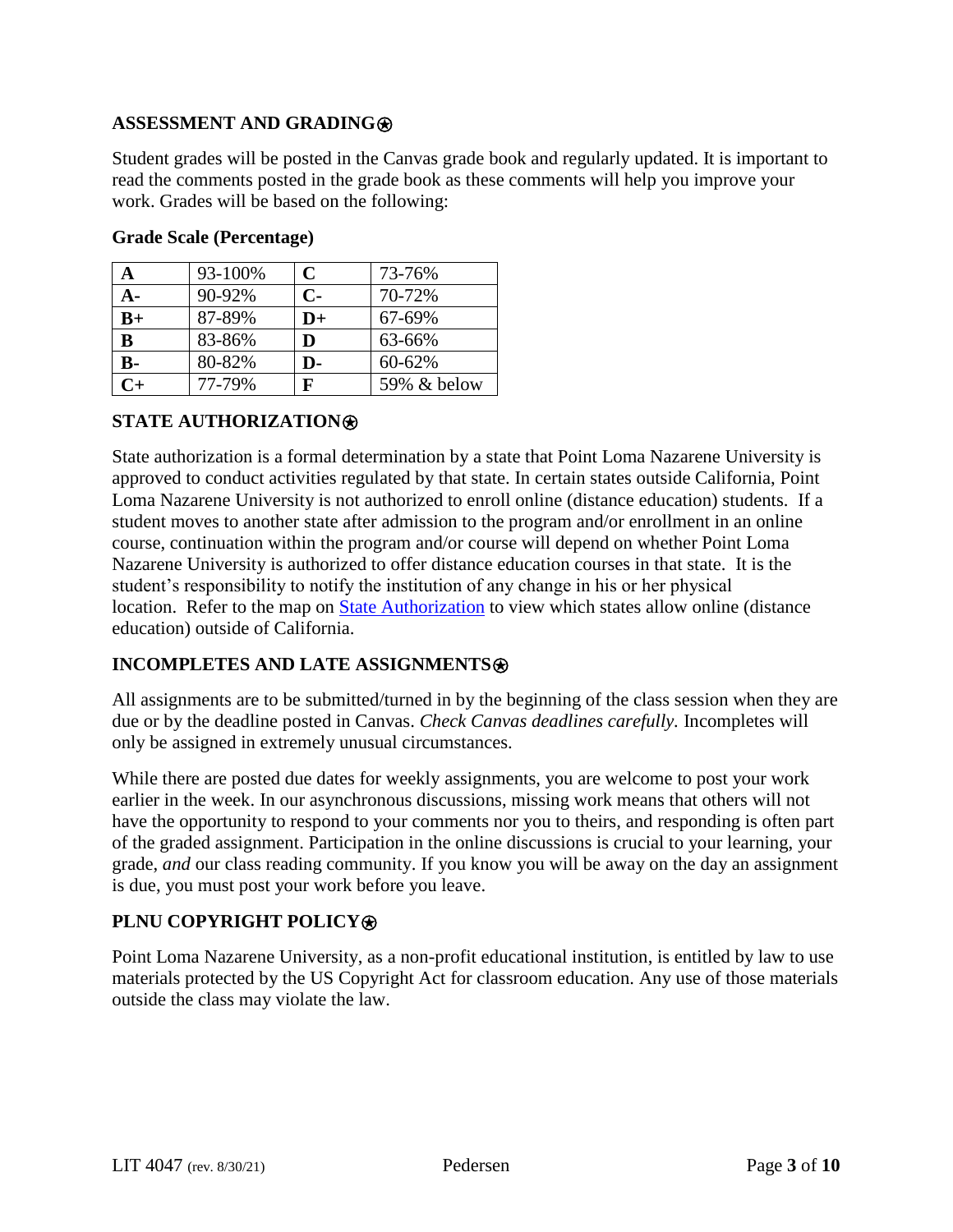## ASSESSMENT AND GRADING⍟

Student grades will be posted in the Canvas grade book and regularly updated. It is important to read the comments posted in the grade book as these comments will help you improve your work. Grades will be based on the following:

**Grade Scale (Percentage)**

| **A** | 93-100% | **C** | 73-76% |
|---|---|---|---|
| **A-** | 90-92% | **C-** | 70-72% |
| **B+** | 87-89% | **D+** | 67-69% |
| **B** | 83-86% | **D** | 63-66% |
| **B-** | 80-82% | **D-** | 60-62% |
| **C+** | 77-79% | **F** | 59% & below |

## STATE AUTHORIZATION⍟

State authorization is a formal determination by a state that Point Loma Nazarene University is approved to conduct activities regulated by that state. In certain states outside California, Point Loma Nazarene University is not authorized to enroll online (distance education) students. If a student moves to another state after admission to the program and/or enrollment in an online course, continuation within the program and/or course will depend on whether Point Loma Nazarene University is authorized to offer distance education courses in that state. It is the student's responsibility to notify the institution of any change in his or her physical location. Refer to the map on State Authorization to view which states allow online (distance education) outside of California.

## INCOMPLETES AND LATE ASSIGNMENTS⍟

All assignments are to be submitted/turned in by the beginning of the class session when they are due or by the deadline posted in Canvas. *Check Canvas deadlines carefully.* Incompletes will only be assigned in extremely unusual circumstances.

While there are posted due dates for weekly assignments, you are welcome to post your work earlier in the week. In our asynchronous discussions, missing work means that others will not have the opportunity to respond to your comments nor you to theirs, and responding is often part of the graded assignment. Participation in the online discussions is crucial to your learning, your grade, *and* our class reading community. If you know you will be away on the day an assignment is due, you must post your work before you leave.

## PLNU COPYRIGHT POLICY⍟

Point Loma Nazarene University, as a non-profit educational institution, is entitled by law to use materials protected by the US Copyright Act for classroom education. Any use of those materials outside the class may violate the law.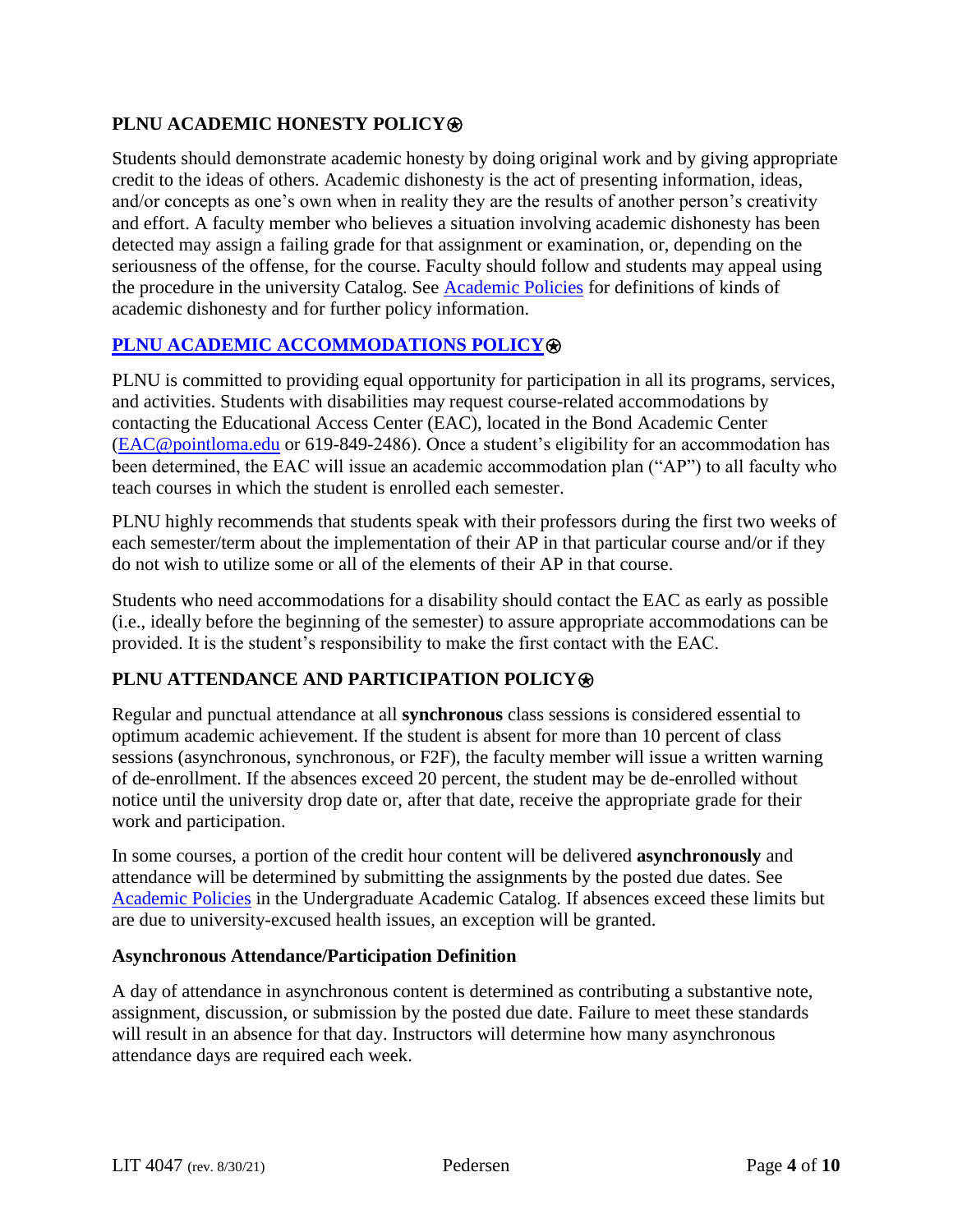## PLNU ACADEMIC HONESTY POLICY⍟

Students should demonstrate academic honesty by doing original work and by giving appropriate credit to the ideas of others. Academic dishonesty is the act of presenting information, ideas, and/or concepts as one's own when in reality they are the results of another person's creativity and effort. A faculty member who believes a situation involving academic dishonesty has been detected may assign a failing grade for that assignment or examination, or, depending on the seriousness of the offense, for the course. Faculty should follow and students may appeal using the procedure in the university Catalog. See Academic Policies for definitions of kinds of academic dishonesty and for further policy information.

## PLNU ACADEMIC ACCOMMODATIONS POLICY⍟

PLNU is committed to providing equal opportunity for participation in all its programs, services, and activities. Students with disabilities may request course-related accommodations by contacting the Educational Access Center (EAC), located in the Bond Academic Center (EAC@pointloma.edu or 619-849-2486). Once a student's eligibility for an accommodation has been determined, the EAC will issue an academic accommodation plan ("AP") to all faculty who teach courses in which the student is enrolled each semester.

PLNU highly recommends that students speak with their professors during the first two weeks of each semester/term about the implementation of their AP in that particular course and/or if they do not wish to utilize some or all of the elements of their AP in that course.

Students who need accommodations for a disability should contact the EAC as early as possible (i.e., ideally before the beginning of the semester) to assure appropriate accommodations can be provided. It is the student's responsibility to make the first contact with the EAC.

## PLNU ATTENDANCE AND PARTICIPATION POLICY⍟

Regular and punctual attendance at all **synchronous** class sessions is considered essential to optimum academic achievement. If the student is absent for more than 10 percent of class sessions (asynchronous, synchronous, or F2F), the faculty member will issue a written warning of de-enrollment. If the absences exceed 20 percent, the student may be de-enrolled without notice until the university drop date or, after that date, receive the appropriate grade for their work and participation.

In some courses, a portion of the credit hour content will be delivered **asynchronously** and attendance will be determined by submitting the assignments by the posted due dates. See Academic Policies in the Undergraduate Academic Catalog. If absences exceed these limits but are due to university-excused health issues, an exception will be granted.

### Asynchronous Attendance/Participation Definition

A day of attendance in asynchronous content is determined as contributing a substantive note, assignment, discussion, or submission by the posted due date. Failure to meet these standards will result in an absence for that day. Instructors will determine how many asynchronous attendance days are required each week.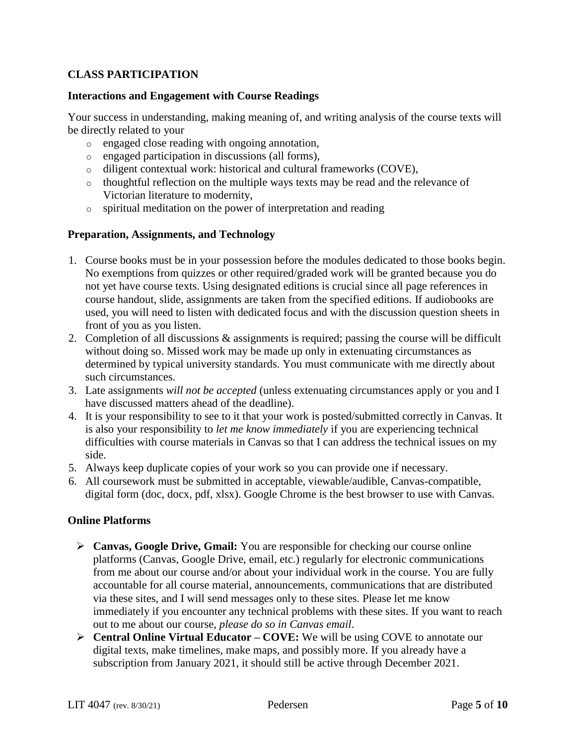## CLASS PARTICIPATION

### Interactions and Engagement with Course Readings

Your success in understanding, making meaning of, and writing analysis of the course texts will be directly related to your

- engaged close reading with ongoing annotation,
- engaged participation in discussions (all forms),
- diligent contextual work: historical and cultural frameworks (COVE),
- thoughtful reflection on the multiple ways texts may be read and the relevance of Victorian literature to modernity,
- spiritual meditation on the power of interpretation and reading

### Preparation, Assignments, and Technology

1. Course books must be in your possession before the modules dedicated to those books begin. No exemptions from quizzes or other required/graded work will be granted because you do not yet have course texts. Using designated editions is crucial since all page references in course handout, slide, assignments are taken from the specified editions. If audiobooks are used, you will need to listen with dedicated focus and with the discussion question sheets in front of you as you listen.
2. Completion of all discussions & assignments is required; passing the course will be difficult without doing so. Missed work may be made up only in extenuating circumstances as determined by typical university standards. You must communicate with me directly about such circumstances.
3. Late assignments *will not be accepted* (unless extenuating circumstances apply or you and I have discussed matters ahead of the deadline).
4. It is your responsibility to see to it that your work is posted/submitted correctly in Canvas. It is also your responsibility to *let me know immediately* if you are experiencing technical difficulties with course materials in Canvas so that I can address the technical issues on my side.
5. Always keep duplicate copies of your work so you can provide one if necessary.
6. All coursework must be submitted in acceptable, viewable/audible, Canvas-compatible, digital form (doc, docx, pdf, xlsx). Google Chrome is the best browser to use with Canvas.

### Online Platforms

- **Canvas, Google Drive, Gmail:** You are responsible for checking our course online platforms (Canvas, Google Drive, email, etc.) regularly for electronic communications from me about our course and/or about your individual work in the course. You are fully accountable for all course material, announcements, communications that are distributed via these sites, and I will send messages only to these sites. Please let me know immediately if you encounter any technical problems with these sites. If you want to reach out to me about our course, *please do so in Canvas email*.
- **Central Online Virtual Educator – COVE:** We will be using COVE to annotate our digital texts, make timelines, make maps, and possibly more. If you already have a subscription from January 2021, it should still be active through December 2021.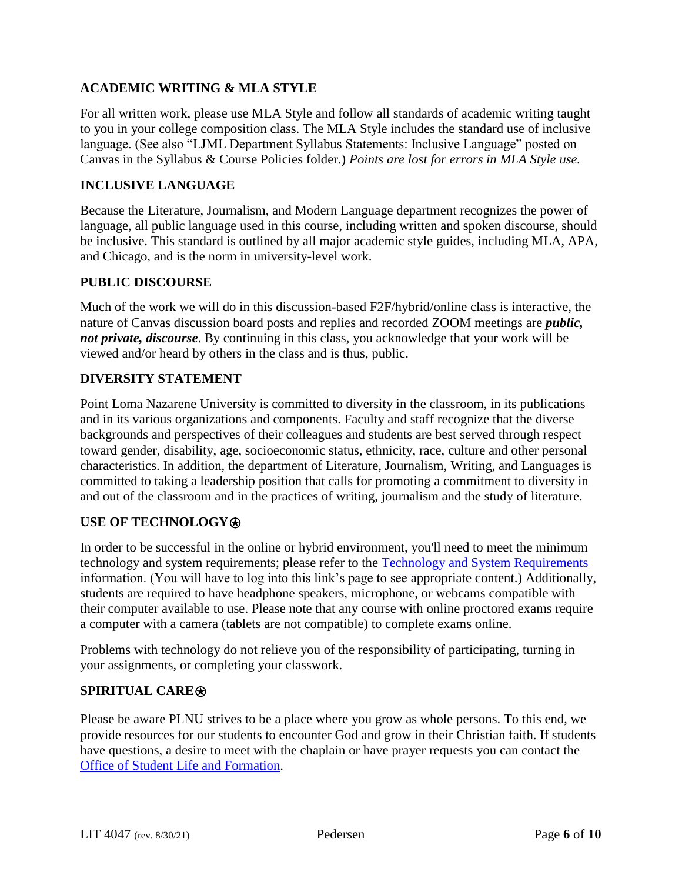## ACADEMIC WRITING & MLA STYLE

For all written work, please use MLA Style and follow all standards of academic writing taught to you in your college composition class. The MLA Style includes the standard use of inclusive language. (See also "LJML Department Syllabus Statements: Inclusive Language" posted on Canvas in the Syllabus & Course Policies folder.) *Points are lost for errors in MLA Style use.*

## INCLUSIVE LANGUAGE

Because the Literature, Journalism, and Modern Language department recognizes the power of language, all public language used in this course, including written and spoken discourse, should be inclusive. This standard is outlined by all major academic style guides, including MLA, APA, and Chicago, and is the norm in university-level work.

## PUBLIC DISCOURSE

Much of the work we will do in this discussion-based F2F/hybrid/online class is interactive, the nature of Canvas discussion board posts and replies and recorded ZOOM meetings are ***public, not private, discourse***. By continuing in this class, you acknowledge that your work will be viewed and/or heard by others in the class and is thus, public.

## DIVERSITY STATEMENT

Point Loma Nazarene University is committed to diversity in the classroom, in its publications and in its various organizations and components. Faculty and staff recognize that the diverse backgrounds and perspectives of their colleagues and students are best served through respect toward gender, disability, age, socioeconomic status, ethnicity, race, culture and other personal characteristics. In addition, the department of Literature, Journalism, Writing, and Languages is committed to taking a leadership position that calls for promoting a commitment to diversity in and out of the classroom and in the practices of writing, journalism and the study of literature.

## USE OF TECHNOLOGY⍟

In order to be successful in the online or hybrid environment, you'll need to meet the minimum technology and system requirements; please refer to the [Technology and System Requirements]() information. (You will have to log into this link's page to see appropriate content.) Additionally, students are required to have headphone speakers, microphone, or webcams compatible with their computer available to use. Please note that any course with online proctored exams require a computer with a camera (tablets are not compatible) to complete exams online.

Problems with technology do not relieve you of the responsibility of participating, turning in your assignments, or completing your classwork.

## SPIRITUAL CARE⍟

Please be aware PLNU strives to be a place where you grow as whole persons. To this end, we provide resources for our students to encounter God and grow in their Christian faith. If students have questions, a desire to meet with the chaplain or have prayer requests you can contact the [Office of Student Life and Formation]().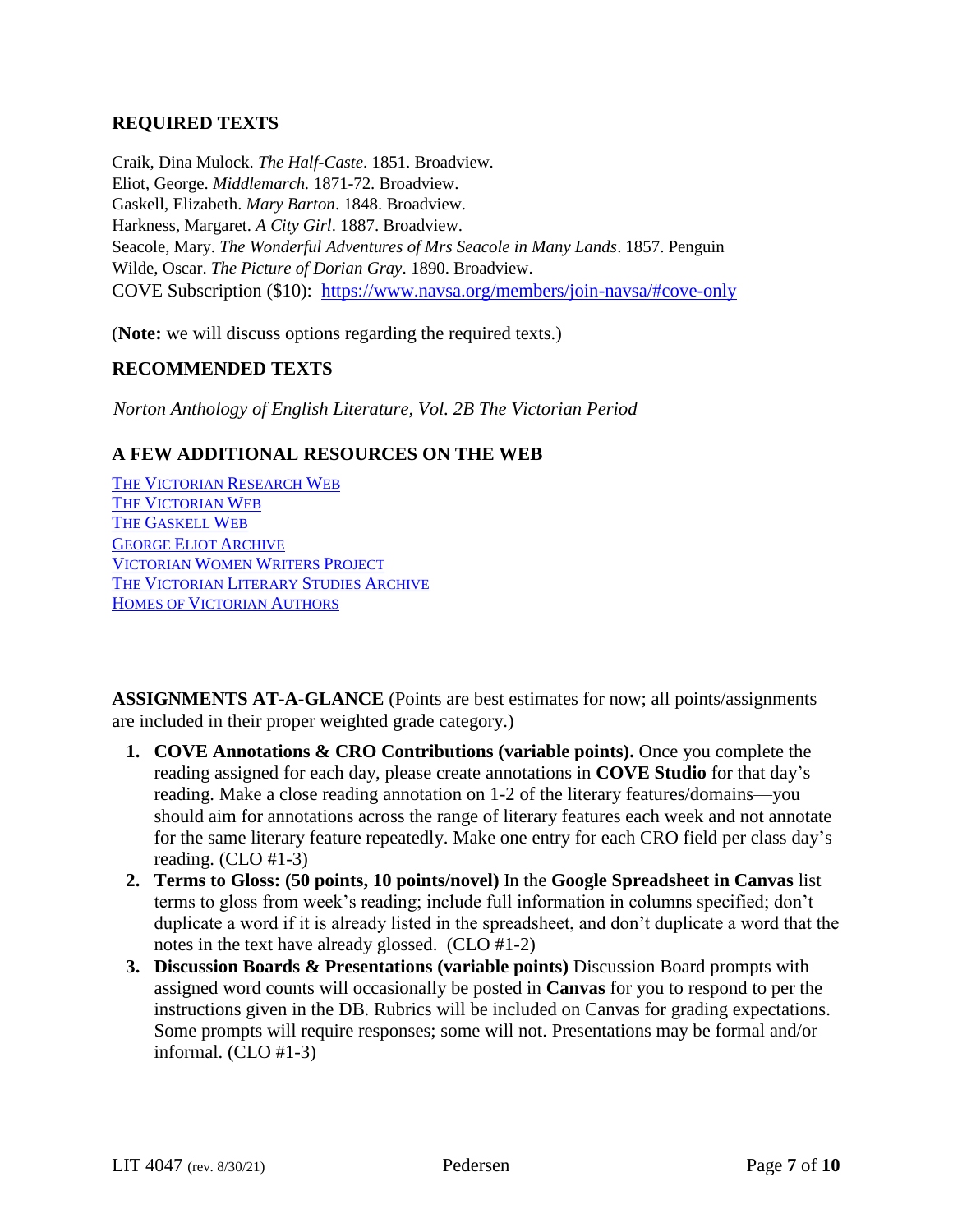## REQUIRED TEXTS

Craik, Dina Mulock. *The Half-Caste*. 1851. Broadview.
Eliot, George. *Middlemarch.* 1871-72. Broadview.
Gaskell, Elizabeth. *Mary Barton*. 1848. Broadview.
Harkness, Margaret. *A City Girl*. 1887. Broadview.
Seacole, Mary. *The Wonderful Adventures of Mrs Seacole in Many Lands*. 1857. Penguin
Wilde, Oscar. *The Picture of Dorian Gray*. 1890. Broadview.
COVE Subscription ($10): https://www.navsa.org/members/join-navsa/#cove-only

(**Note:** we will discuss options regarding the required texts.)

## RECOMMENDED TEXTS

*Norton Anthology of English Literature, Vol. 2B The Victorian Period*

## A FEW ADDITIONAL RESOURCES ON THE WEB

The Victorian Research Web
The Victorian Web
The Gaskell Web
George Eliot Archive
Victorian Women Writers Project
The Victorian Literary Studies Archive
Homes of Victorian Authors

**ASSIGNMENTS AT-A-GLANCE** (Points are best estimates for now; all points/assignments are included in their proper weighted grade category.)

1. **COVE Annotations & CRO Contributions (variable points).** Once you complete the reading assigned for each day, please create annotations in **COVE Studio** for that day's reading. Make a close reading annotation on 1-2 of the literary features/domains—you should aim for annotations across the range of literary features each week and not annotate for the same literary feature repeatedly. Make one entry for each CRO field per class day's reading. (CLO #1-3)
2. **Terms to Gloss: (50 points, 10 points/novel)** In the **Google Spreadsheet in Canvas** list terms to gloss from week's reading; include full information in columns specified; don't duplicate a word if it is already listed in the spreadsheet, and don't duplicate a word that the notes in the text have already glossed. (CLO #1-2)
3. **Discussion Boards & Presentations (variable points)** Discussion Board prompts with assigned word counts will occasionally be posted in **Canvas** for you to respond to per the instructions given in the DB. Rubrics will be included on Canvas for grading expectations. Some prompts will require responses; some will not. Presentations may be formal and/or informal. (CLO #1-3)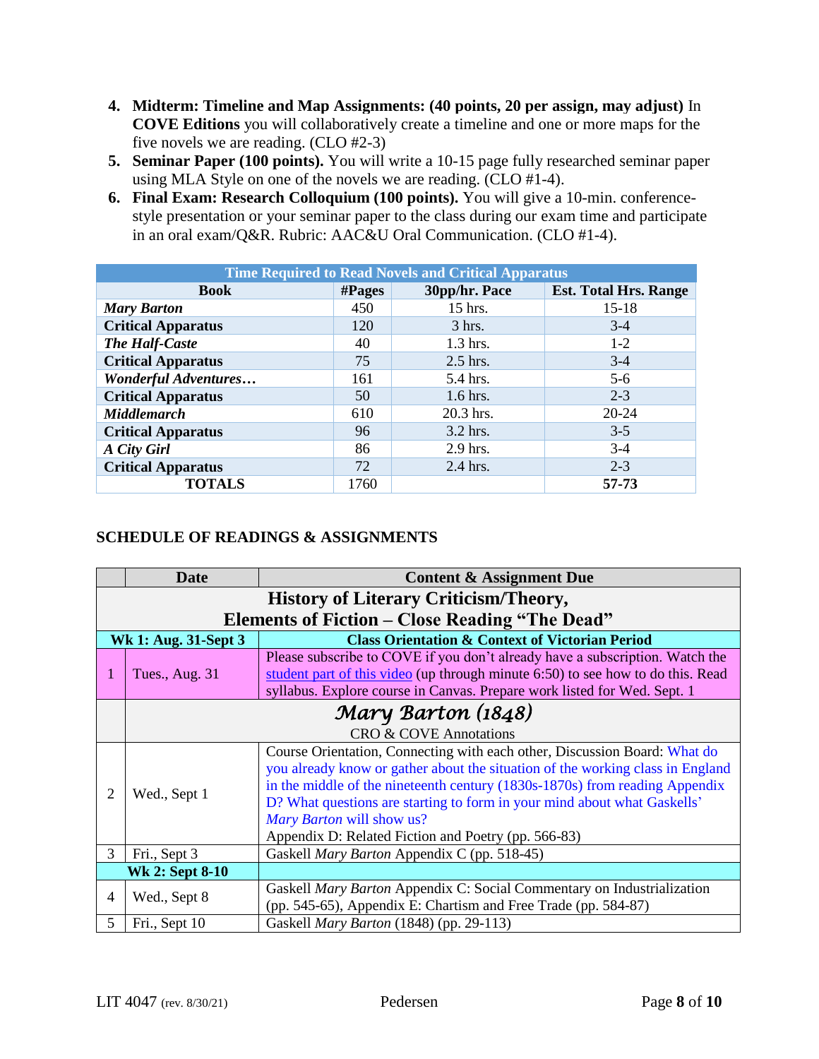4. **Midterm: Timeline and Map Assignments: (40 points, 20 per assign, may adjust)** In **COVE Editions** you will collaboratively create a timeline and one or more maps for the five novels we are reading. (CLO #2-3)
5. **Seminar Paper (100 points).** You will write a 10-15 page fully researched seminar paper using MLA Style on one of the novels we are reading. (CLO #1-4).
6. **Final Exam: Research Colloquium (100 points).** You will give a 10-min. conference-style presentation or your seminar paper to the class during our exam time and participate in an oral exam/Q&R. Rubric: AAC&U Oral Communication. (CLO #1-4).

| Time Required to Read Novels and Critical Apparatus | | | |
|---|---|---|---|
| **Book** | **#Pages** | **30pp/hr. Pace** | **Est. Total Hrs. Range** |
| ***Mary Barton*** | 450 | 15 hrs. | 15-18 |
| **Critical Apparatus** | 120 | 3 hrs. | 3-4 |
| ***The Half-Caste*** | 40 | 1.3 hrs. | 1-2 |
| **Critical Apparatus** | 75 | 2.5 hrs. | 3-4 |
| ***Wonderful Adventures…*** | 161 | 5.4 hrs. | 5-6 |
| **Critical Apparatus** | 50 | 1.6 hrs. | 2-3 |
| ***Middlemarch*** | 610 | 20.3 hrs. | 20-24 |
| **Critical Apparatus** | 96 | 3.2 hrs. | 3-5 |
| ***A City Girl*** | 86 | 2.9 hrs. | 3-4 |
| **Critical Apparatus** | 72 | 2.4 hrs. | 2-3 |
| **TOTALS** | 1760 | | **57-73** |

## SCHEDULE OF READINGS & ASSIGNMENTS

| | Date | Content & Assignment Due |
|---|---|---|
| | **History of Literary Criticism/Theory, Elements of Fiction – Close Reading "The Dead"** | |
| | **Wk 1: Aug. 31-Sept 3** | **Class Orientation & Context of Victorian Period** |
| 1 | Tues., Aug. 31 | Please subscribe to COVE if you don't already have a subscription. Watch the student part of this video (up through minute 6:50) to see how to do this. Read syllabus. Explore course in Canvas. Prepare work listed for Wed. Sept. 1 |
| | | ***Mary Barton (1848)*** CRO & COVE Annotations |
| 2 | Wed., Sept 1 | Course Orientation, Connecting with each other, Discussion Board: What do you already know or gather about the situation of the working class in England in the middle of the nineteenth century (1830s-1870s) from reading Appendix D? What questions are starting to form in your mind about what Gaskells' *Mary Barton* will show us? Appendix D: Related Fiction and Poetry (pp. 566-83) |
| 3 | Fri., Sept 3 | Gaskell *Mary Barton* Appendix C (pp. 518-45) |
| | **Wk 2: Sept 8-10** | |
| 4 | Wed., Sept 8 | Gaskell *Mary Barton* Appendix C: Social Commentary on Industrialization (pp. 545-65), Appendix E: Chartism and Free Trade (pp. 584-87) |
| 5 | Fri., Sept 10 | Gaskell *Mary Barton* (1848) (pp. 29-113) |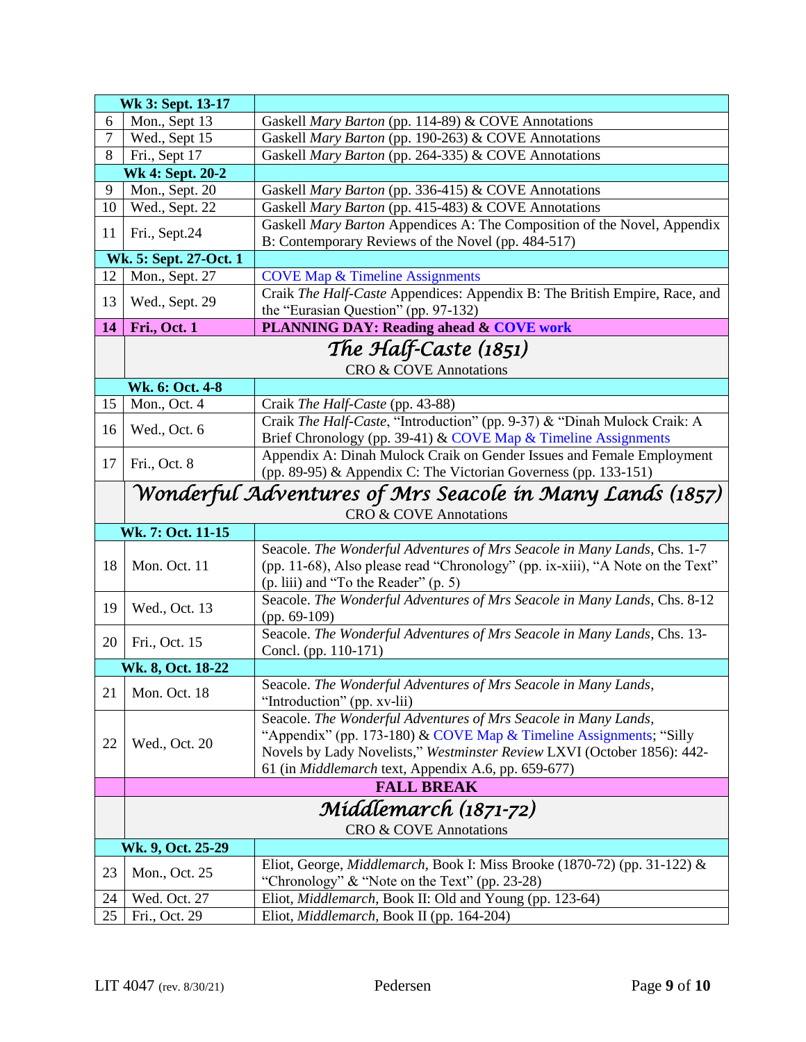| | Wk 3: Sept. 13-17 | |
|---|---|---|
| 6 | Mon., Sept 13 | Gaskell *Mary Barton* (pp. 114-89) & COVE Annotations |
| 7 | Wed., Sept 15 | Gaskell *Mary Barton* (pp. 190-263) & COVE Annotations |
| 8 | Fri., Sept 17 | Gaskell *Mary Barton* (pp. 264-335) & COVE Annotations |
| | **Wk 4: Sept. 20-2** | |
| 9 | Mon., Sept. 20 | Gaskell *Mary Barton* (pp. 336-415) & COVE Annotations |
| 10 | Wed., Sept. 22 | Gaskell *Mary Barton* (pp. 415-483) & COVE Annotations |
| 11 | Fri., Sept.24 | Gaskell *Mary Barton* Appendices A: The Composition of the Novel, Appendix B: Contemporary Reviews of the Novel (pp. 484-517) |
| | **Wk. 5: Sept. 27-Oct. 1** | |
| 12 | Mon., Sept. 27 | COVE Map & Timeline Assignments |
| 13 | Wed., Sept. 29 | Craik *The Half-Caste* Appendices: Appendix B: The British Empire, Race, and the "Eurasian Question" (pp. 97-132) |
| **14** | **Fri., Oct. 1** | **PLANNING DAY: Reading ahead & COVE work** |
| | ***The Half-Caste (1851)*** CRO & COVE Annotations | |
| | **Wk. 6: Oct. 4-8** | |
| 15 | Mon., Oct. 4 | Craik *The Half-Caste* (pp. 43-88) |
| 16 | Wed., Oct. 6 | Craik *The Half-Caste*, "Introduction" (pp. 9-37) & "Dinah Mulock Craik: A Brief Chronology (pp. 39-41) & COVE Map & Timeline Assignments |
| 17 | Fri., Oct. 8 | Appendix A: Dinah Mulock Craik on Gender Issues and Female Employment (pp. 89-95) & Appendix C: The Victorian Governess (pp. 133-151) |
| | ***Wonderful Adventures of Mrs Seacole in Many Lands (1857)*** CRO & COVE Annotations | |
| | **Wk. 7: Oct. 11-15** | |
| 18 | Mon. Oct. 11 | Seacole. *The Wonderful Adventures of Mrs Seacole in Many Lands*, Chs. 1-7 (pp. 11-68), Also please read "Chronology" (pp. ix-xiii), "A Note on the Text" (p. liii) and "To the Reader" (p. 5) |
| 19 | Wed., Oct. 13 | Seacole. *The Wonderful Adventures of Mrs Seacole in Many Lands*, Chs. 8-12 (pp. 69-109) |
| 20 | Fri., Oct. 15 | Seacole. *The Wonderful Adventures of Mrs Seacole in Many Lands*, Chs. 13-Concl. (pp. 110-171) |
| | **Wk. 8, Oct. 18-22** | |
| 21 | Mon. Oct. 18 | Seacole. *The Wonderful Adventures of Mrs Seacole in Many Lands*, "Introduction" (pp. xv-lii) |
| 22 | Wed., Oct. 20 | Seacole. *The Wonderful Adventures of Mrs Seacole in Many Lands*, "Appendix" (pp. 173-180) & COVE Map & Timeline Assignments; "Silly Novels by Lady Novelists," *Westminster Review* LXVI (October 1856): 442-61 (in *Middlemarch* text, Appendix A.6, pp. 659-677) |
| | **FALL BREAK** | |
| | ***Middlemarch (1871-72)*** CRO & COVE Annotations | |
| | **Wk. 9, Oct. 25-29** | |
| 23 | Mon., Oct. 25 | Eliot, George, *Middlemarch*, Book I: Miss Brooke (1870-72) (pp. 31-122) & "Chronology" & "Note on the Text" (pp. 23-28) |
| 24 | Wed. Oct. 27 | Eliot, *Middlemarch*, Book II: Old and Young (pp. 123-64) |
| 25 | Fri., Oct. 29 | Eliot, *Middlemarch*, Book II (pp. 164-204) |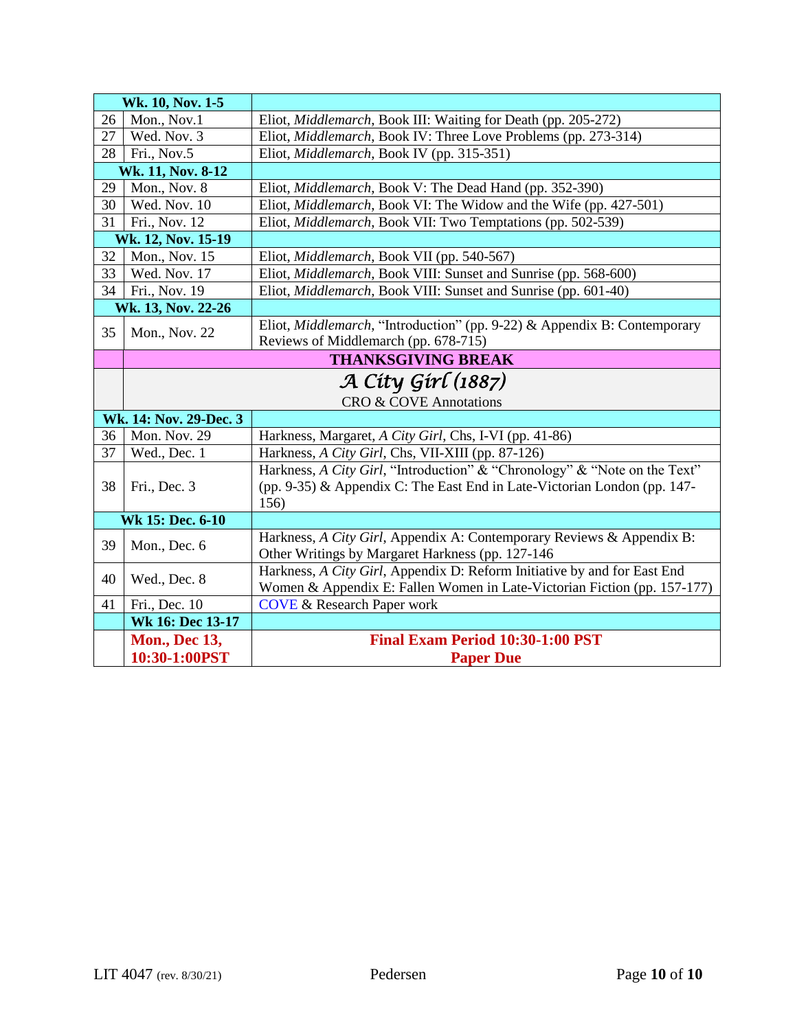| | | |
|---|---|---|
| **Wk. 10, Nov. 1-5** | | |
| 26 | Mon., Nov.1 | Eliot, *Middlemarch*, Book III: Waiting for Death (pp. 205-272) |
| 27 | Wed. Nov. 3 | Eliot, *Middlemarch*, Book IV: Three Love Problems (pp. 273-314) |
| 28 | Fri., Nov.5 | Eliot, *Middlemarch*, Book IV (pp. 315-351) |
| **Wk. 11, Nov. 8-12** | | |
| 29 | Mon., Nov. 8 | Eliot, *Middlemarch*, Book V: The Dead Hand (pp. 352-390) |
| 30 | Wed. Nov. 10 | Eliot, *Middlemarch*, Book VI: The Widow and the Wife (pp. 427-501) |
| 31 | Fri., Nov. 12 | Eliot, *Middlemarch*, Book VII: Two Temptations (pp. 502-539) |
| **Wk. 12, Nov. 15-19** | | |
| 32 | Mon., Nov. 15 | Eliot, *Middlemarch*, Book VII (pp. 540-567) |
| 33 | Wed. Nov. 17 | Eliot, *Middlemarch*, Book VIII: Sunset and Sunrise (pp. 568-600) |
| 34 | Fri., Nov. 19 | Eliot, *Middlemarch*, Book VIII: Sunset and Sunrise (pp. 601-40) |
| **Wk. 13, Nov. 22-26** | | |
| 35 | Mon., Nov. 22 | Eliot, *Middlemarch*, "Introduction" (pp. 9-22) & Appendix B: Contemporary Reviews of Middlemarch (pp. 678-715) |
| | **THANKSGIVING BREAK** | |
| | *A City Girl (1887)* CRO & COVE Annotations | |
| **Wk. 14: Nov. 29-Dec. 3** | | |
| 36 | Mon. Nov. 29 | Harkness, Margaret, *A City Girl*, Chs, I-VI (pp. 41-86) |
| 37 | Wed., Dec. 1 | Harkness, *A City Girl*, Chs, VII-XIII (pp. 87-126) |
| 38 | Fri., Dec. 3 | Harkness, *A City Girl*, "Introduction" & "Chronology" & "Note on the Text" (pp. 9-35) & Appendix C: The East End in Late-Victorian London (pp. 147-156) |
| **Wk 15: Dec. 6-10** | | |
| 39 | Mon., Dec. 6 | Harkness, *A City Girl*, Appendix A: Contemporary Reviews & Appendix B: Other Writings by Margaret Harkness (pp. 127-146 |
| 40 | Wed., Dec. 8 | Harkness, *A City Girl*, Appendix D: Reform Initiative by and for East End Women & Appendix E: Fallen Women in Late-Victorian Fiction (pp. 157-177) |
| 41 | Fri., Dec. 10 | COVE & Research Paper work |
| | **Wk 16: Dec 13-17** | |
| | **Mon., Dec 13, 10:30-1:00PST** | **Final Exam Period 10:30-1:00 PST Paper Due** |